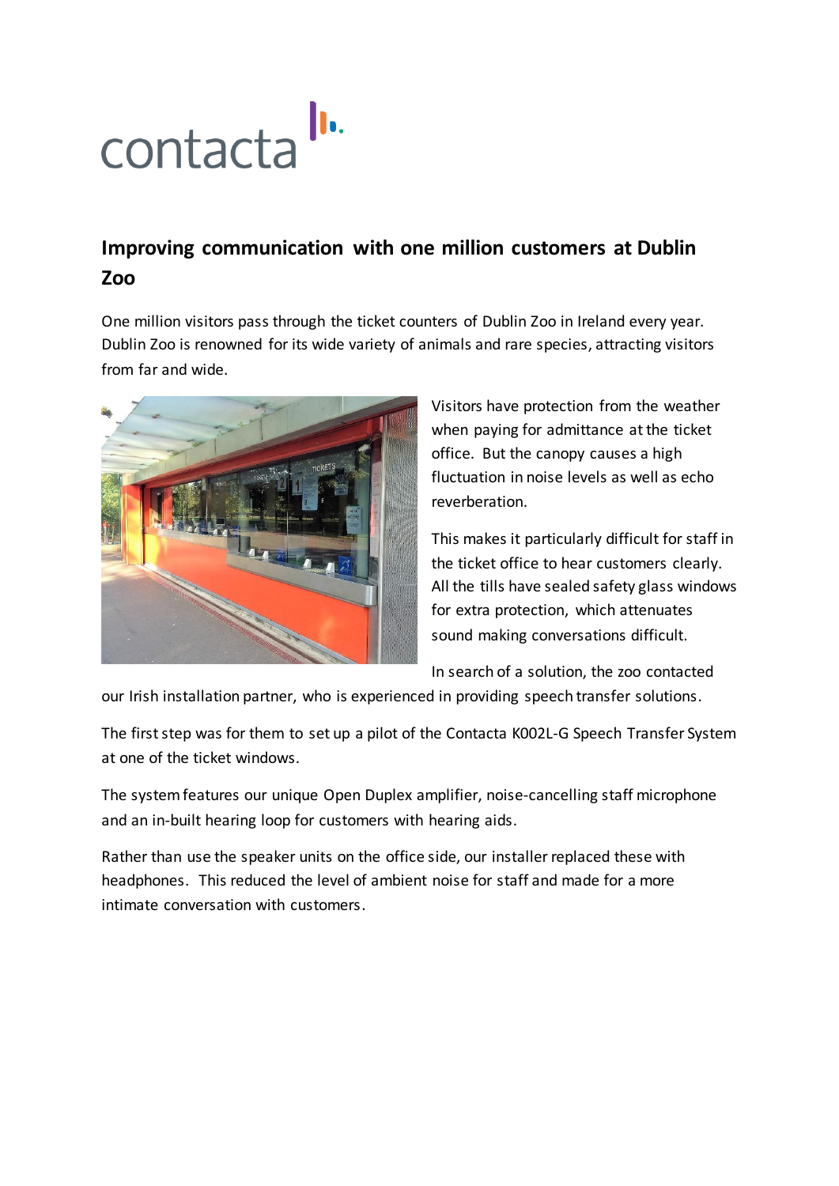contacta

## Improving communication with one million customers at Dublin Zoo

One million visitors pass through the ticket counters of Dublin Zoo in Ireland every year. Dublin Zoo is renowned for its wide variety of animals and rare species, attracting visitors from far and wide.

Visitors have protection from the weather when paying for admittance at the ticket office. But the canopy causes a high fluctuation in noise levels as well as echo reverberation.

This makes it particularly difficult for staff in the ticket office to hear customers clearly. All the tills have sealed safety glass windows for extra protection, which attenuates sound making conversations difficult.

In search of a solution, the zoo contacted our Irish installation partner, who is experienced in providing speech transfer solutions.

The first step was for them to set up a pilot of the Contacta K002L-G Speech Transfer System at one of the ticket windows.

The system features our unique Open Duplex amplifier, noise-cancelling staff microphone and an in-built hearing loop for customers with hearing aids.

Rather than use the speaker units on the office side, our installer replaced these with headphones. This reduced the level of ambient noise for staff and made for a more intimate conversation with customers.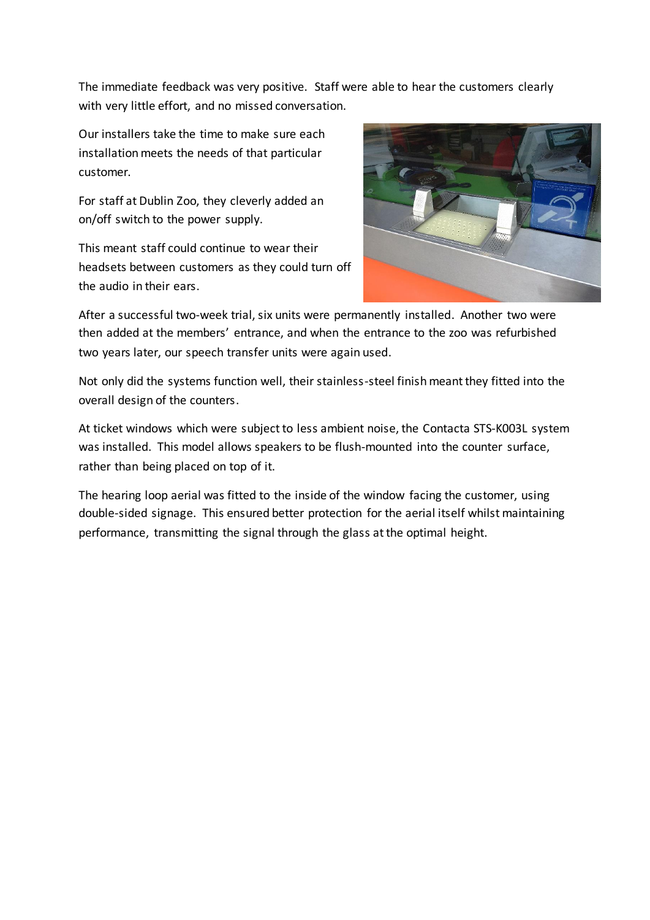The immediate feedback was very positive. Staff were able to hear the customers clearly with very little effort, and no missed conversation.

Our installers take the time to make sure each installation meets the needs of that particular customer.

For staff at Dublin Zoo, they cleverly added an on/off switch to the power supply.

This meant staff could continue to wear their headsets between customers as they could turn off the audio in their ears.

After a successful two-week trial, six units were permanently installed. Another two were then added at the members' entrance, and when the entrance to the zoo was refurbished two years later, our speech transfer units were again used.

Not only did the systems function well, their stainless-steel finish meant they fitted into the overall design of the counters.

At ticket windows which were subject to less ambient noise, the Contacta STS-K003L system was installed. This model allows speakers to be flush-mounted into the counter surface, rather than being placed on top of it.

The hearing loop aerial was fitted to the inside of the window facing the customer, using double-sided signage. This ensured better protection for the aerial itself whilst maintaining performance, transmitting the signal through the glass at the optimal height.